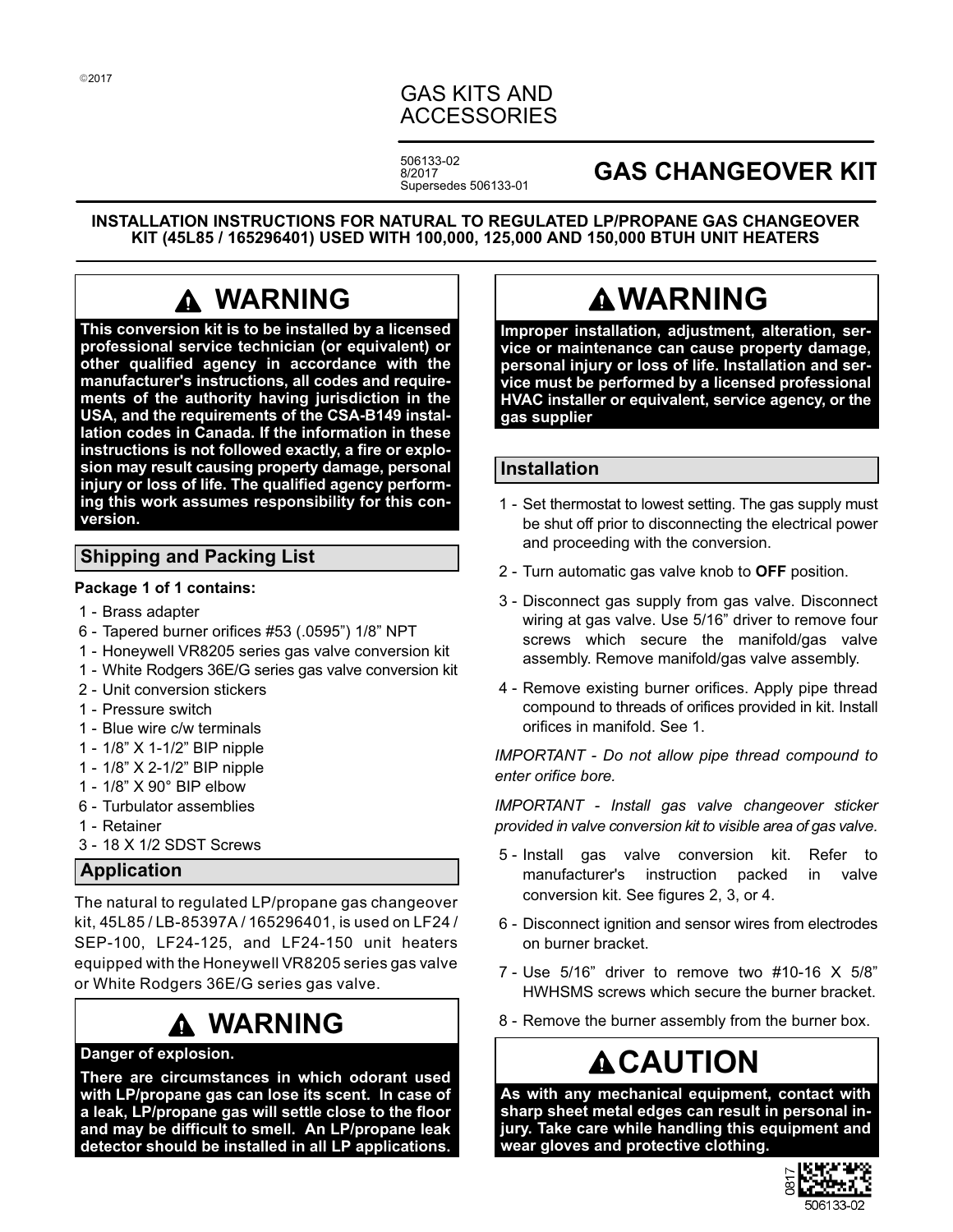©2017

# GAS KITS AND ACCESSORIES

506133-02
8/2017
Supersedes 506133-01

## GAS CHANGEOVER KIT

**INSTALLATION INSTRUCTIONS FOR NATURAL TO REGULATED LP/PROPANE GAS CHANGEOVER KIT (45L85 / 165296401) USED WITH 100,000, 125,000 AND 150,000 BTUH UNIT HEATERS**

### ⚠ WARNING

**This conversion kit is to be installed by a licensed professional service technician (or equivalent) or other qualified agency in accordance with the manufacturer's instructions, all codes and requirements of the authority having jurisdiction in the USA, and the requirements of the CSA-B149 installation codes in Canada. If the information in these instructions is not followed exactly, a fire or explosion may result causing property damage, personal injury or loss of life. The qualified agency performing this work assumes responsibility for this conversion.**

### Shipping and Packing List

**Package 1 of 1 contains:**

- 1 - Brass adapter
- 6 - Tapered burner orifices #53 (.0595”) 1/8” NPT
- 1 - Honeywell VR8205 series gas valve conversion kit
- 1 - White Rodgers 36E/G series gas valve conversion kit
- 2 - Unit conversion stickers
- 1 - Pressure switch
- 1 - Blue wire c/w terminals
- 1 - 1/8” X 1-1/2” BIP nipple
- 1 - 1/8” X 2-1/2” BIP nipple
- 1 - 1/8” X 90° BIP elbow
- 6 - Turbulator assemblies
- 1 - Retainer
- 3 - 18 X 1/2 SDST Screws

### Application

The natural to regulated LP/propane gas changeover kit, 45L85 / LB-85397A / 165296401, is used on LF24 / SEP-100, LF24-125, and LF24-150 unit heaters equipped with the Honeywell VR8205 series gas valve or White Rodgers 36E/G series gas valve.

### ⚠ WARNING

**Danger of explosion.**

**There are circumstances in which odorant used with LP/propane gas can lose its scent. In case of a leak, LP/propane gas will settle close to the floor and may be difficult to smell. An LP/propane leak detector should be installed in all LP applications.**

### ⚠ WARNING

**Improper installation, adjustment, alteration, service or maintenance can cause property damage, personal injury or loss of life. Installation and service must be performed by a licensed professional HVAC installer or equivalent, service agency, or the gas supplier**

### Installation

1 - Set thermostat to lowest setting. The gas supply must be shut off prior to disconnecting the electrical power and proceeding with the conversion.

2 - Turn automatic gas valve knob to **OFF** position.

3 - Disconnect gas supply from gas valve. Disconnect wiring at gas valve. Use 5/16” driver to remove four screws which secure the manifold/gas valve assembly. Remove manifold/gas valve assembly.

4 - Remove existing burner orifices. Apply pipe thread compound to threads of orifices provided in kit. Install orifices in manifold. See 1.

*IMPORTANT - Do not allow pipe thread compound to enter orifice bore.*

*IMPORTANT - Install gas valve changeover sticker provided in valve conversion kit to visible area of gas valve.*

5 - Install gas valve conversion kit. Refer to manufacturer's instruction packed in valve conversion kit. See figures 2, 3, or 4.

6 - Disconnect ignition and sensor wires from electrodes on burner bracket.

7 - Use 5/16” driver to remove two #10-16 X 5/8” HWHSMS screws which secure the burner bracket.

8 - Remove the burner assembly from the burner box.

### ⚠ CAUTION

**As with any mechanical equipment, contact with sharp sheet metal edges can result in personal injury. Take care while handling this equipment and wear gloves and protective clothing.**

0817
506133-02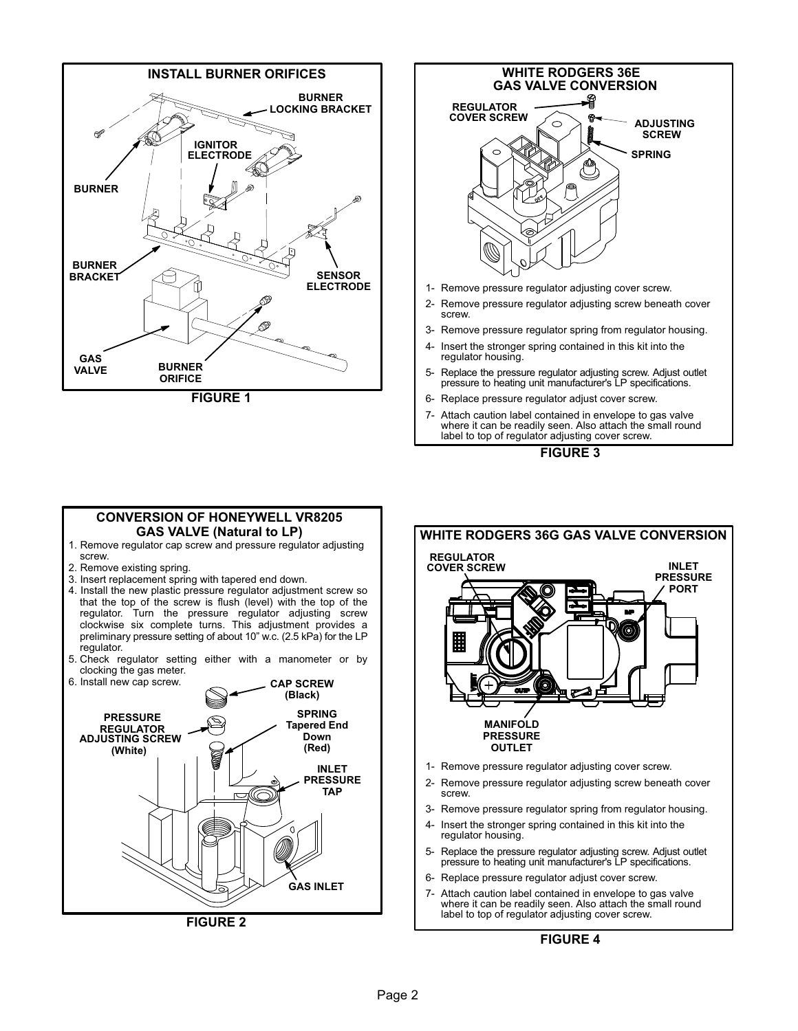## INSTALL BURNER ORIFICES

BURNER LOCKING BRACKET

IGNITOR ELECTRODE

BURNER

BURNER BRACKET

SENSOR ELECTRODE

GAS VALVE

BURNER ORIFICE

FIGURE 1

## WHITE RODGERS 36E GAS VALVE CONVERSION

REGULATOR COVER SCREW

ADJUSTING SCREW

SPRING

1- Remove pressure regulator adjusting cover screw.
2- Remove pressure regulator adjusting screw beneath cover screw.
3- Remove pressure regulator spring from regulator housing.
4- Insert the stronger spring contained in this kit into the regulator housing.
5- Replace the pressure regulator adjusting screw. Adjust outlet pressure to heating unit manufacturer's LP specifications.
6- Replace pressure regulator adjust cover screw.
7- Attach caution label contained in envelope to gas valve where it can be readily seen. Also attach the small round label to top of regulator adjusting cover screw.

FIGURE 3

## CONVERSION OF HONEYWELL VR8205 GAS VALVE (Natural to LP)

1. Remove regulator cap screw and pressure regulator adjusting screw.
2. Remove existing spring.
3. Insert replacement spring with tapered end down.
4. Install the new plastic pressure regulator adjustment screw so that the top of the screw is flush (level) with the top of the regulator. Turn the pressure regulator adjusting screw clockwise six complete turns. This adjustment provides a preliminary pressure setting of about 10" w.c. (2.5 kPa) for the LP regulator.
5. Check regulator setting either with a manometer or by clocking the gas meter.
6. Install new cap screw.

CAP SCREW (Black)

PRESSURE REGULATOR ADJUSTING SCREW (White)

SPRING Tapered End Down (Red)

INLET PRESSURE TAP

GAS INLET

FIGURE 2

## WHITE RODGERS 36G GAS VALVE CONVERSION

REGULATOR COVER SCREW

INLET PRESSURE PORT

MANIFOLD PRESSURE OUTLET

1- Remove pressure regulator adjusting cover screw.
2- Remove pressure regulator adjusting screw beneath cover screw.
3- Remove pressure regulator spring from regulator housing.
4- Insert the stronger spring contained in this kit into the regulator housing.
5- Replace the pressure regulator adjusting screw. Adjust outlet pressure to heating unit manufacturer's LP specifications.
6- Replace pressure regulator adjust cover screw.
7- Attach caution label contained in envelope to gas valve where it can be readily seen. Also attach the small round label to top of regulator adjusting cover screw.

FIGURE 4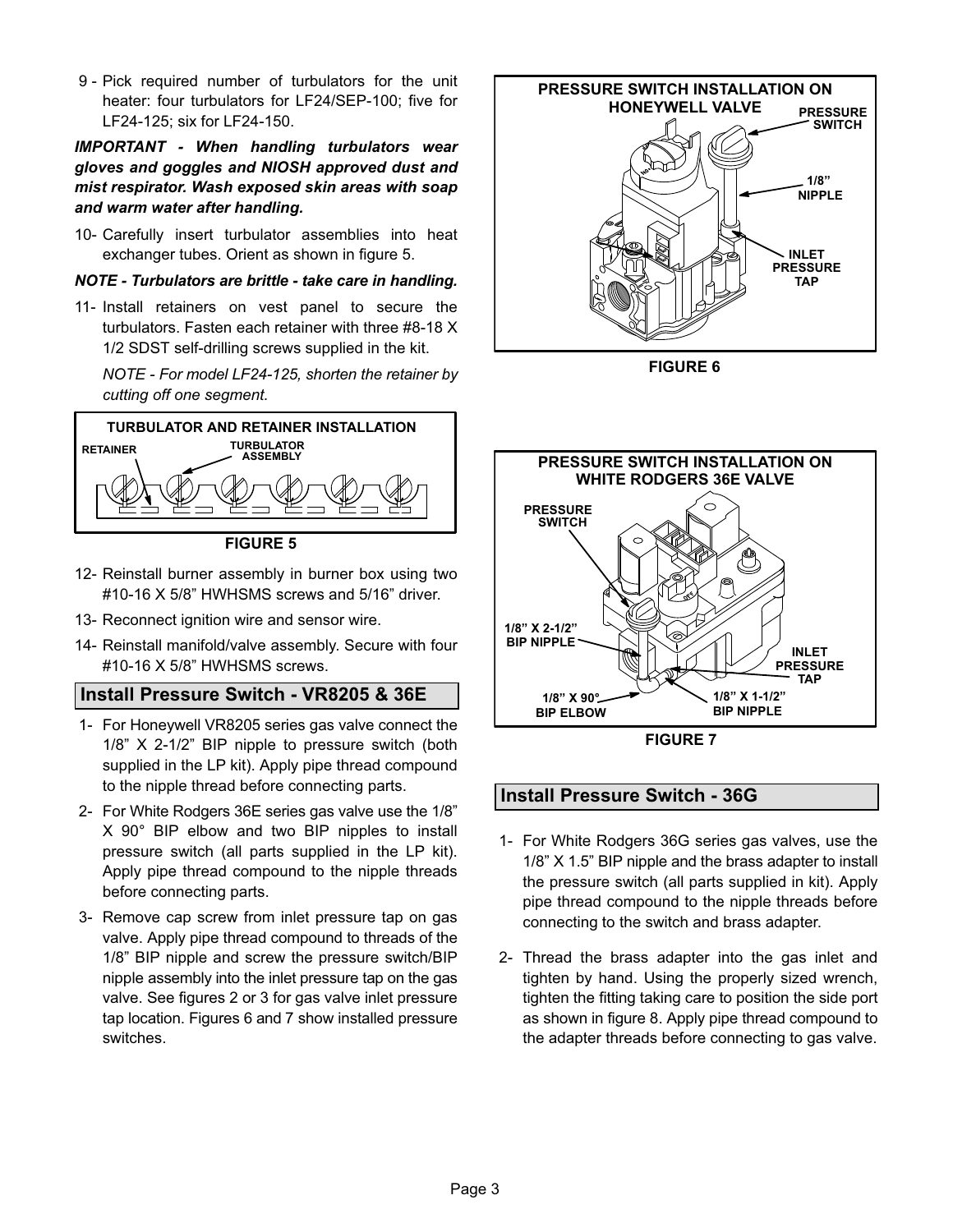9 - Pick required number of turbulators for the unit heater: four turbulators for LF24/SEP-100; five for LF24-125; six for LF24-150.

***IMPORTANT - When handling turbulators wear gloves and goggles and NIOSH approved dust and mist respirator. Wash exposed skin areas with soap and warm water after handling.***

10- Carefully insert turbulator assemblies into heat exchanger tubes. Orient as shown in figure 5.

***NOTE - Turbulators are brittle - take care in handling.***

11- Install retainers on vest panel to secure the turbulators. Fasten each retainer with three #8-18 X 1/2 SDST self-drilling screws supplied in the kit.

*NOTE - For model LF24-125, shorten the retainer by cutting off one segment.*

**TURBULATOR AND RETAINER INSTALLATION**

RETAINER

TURBULATOR ASSEMBLY

**FIGURE 5**

12- Reinstall burner assembly in burner box using two #10-16 X 5/8" HWHSMS screws and 5/16" driver.

13- Reconnect ignition wire and sensor wire.

14- Reinstall manifold/valve assembly. Secure with four #10-16 X 5/8" HWHSMS screws.

## Install Pressure Switch - VR8205 & 36E

1- For Honeywell VR8205 series gas valve connect the 1/8" X 2-1/2" BIP nipple to pressure switch (both supplied in the LP kit). Apply pipe thread compound to the nipple thread before connecting parts.

2- For White Rodgers 36E series gas valve use the 1/8" X 90° BIP elbow and two BIP nipples to install pressure switch (all parts supplied in the LP kit). Apply pipe thread compound to the nipple threads before connecting parts.

3- Remove cap screw from inlet pressure tap on gas valve. Apply pipe thread compound to threads of the 1/8" BIP nipple and screw the pressure switch/BIP nipple assembly into the inlet pressure tap on the gas valve. See figures 2 or 3 for gas valve inlet pressure tap location. Figures 6 and 7 show installed pressure switches.

**PRESSURE SWITCH INSTALLATION ON HONEYWELL VALVE**

PRESSURE SWITCH

1/8" NIPPLE

INLET PRESSURE TAP

**FIGURE 6**

**PRESSURE SWITCH INSTALLATION ON WHITE RODGERS 36E VALVE**

PRESSURE SWITCH

1/8" X 2-1/2" BIP NIPPLE

INLET PRESSURE TAP

1/8" X 90° BIP ELBOW

1/8" X 1-1/2" BIP NIPPLE

**FIGURE 7**

## Install Pressure Switch - 36G

1- For White Rodgers 36G series gas valves, use the 1/8" X 1.5" BIP nipple and the brass adapter to install the pressure switch (all parts supplied in kit). Apply pipe thread compound to the nipple threads before connecting to the switch and brass adapter.

2- Thread the brass adapter into the gas inlet and tighten by hand. Using the properly sized wrench, tighten the fitting taking care to position the side port as shown in figure 8. Apply pipe thread compound to the adapter threads before connecting to gas valve.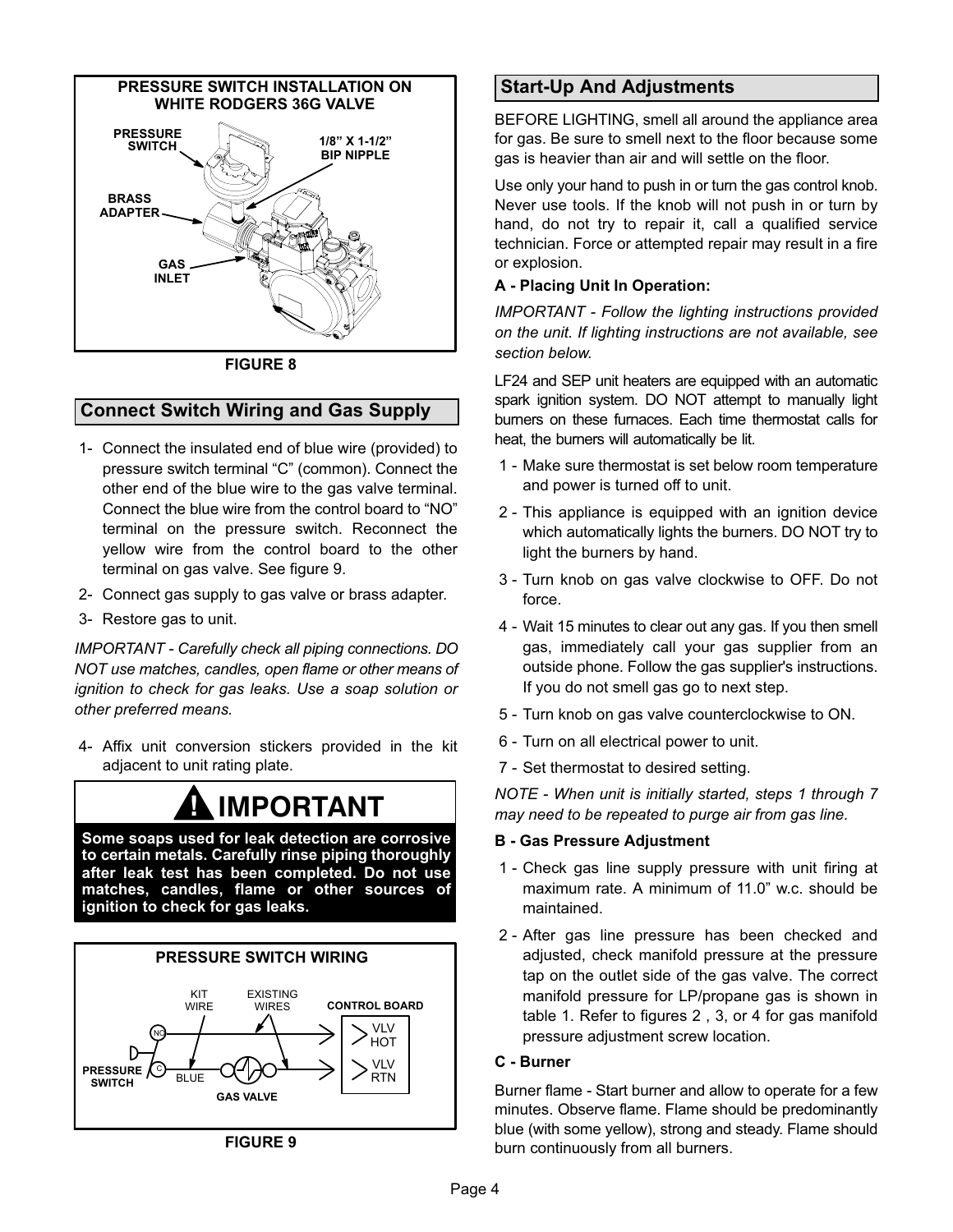**PRESSURE SWITCH INSTALLATION ON WHITE RODGERS 36G VALVE**

PRESSURE SWITCH

1/8" X 1-1/2" BIP NIPPLE

BRASS ADAPTER

GAS INLET

FIGURE 8

## Connect Switch Wiring and Gas Supply

1- Connect the insulated end of blue wire (provided) to pressure switch terminal "C" (common). Connect the other end of the blue wire to the gas valve terminal. Connect the blue wire from the control board to "NO" terminal on the pressure switch. Reconnect the yellow wire from the control board to the other terminal on gas valve. See figure 9.
2- Connect gas supply to gas valve or brass adapter.
3- Restore gas to unit.

*IMPORTANT - Carefully check all piping connections. DO NOT use matches, candles, open flame or other means of ignition to check for gas leaks. Use a soap solution or other preferred means.*

4- Affix unit conversion stickers provided in the kit adjacent to unit rating plate.

**IMPORTANT**

**Some soaps used for leak detection are corrosive to certain metals. Carefully rinse piping thoroughly after leak test has been completed. Do not use matches, candles, flame or other sources of ignition to check for gas leaks.**

**PRESSURE SWITCH WIRING**

KIT WIRE

EXISTING WIRES

CONTROL BOARD

NO

VLV HOT

C

VLV RTN

PRESSURE SWITCH

BLUE

GAS VALVE

FIGURE 9

## Start-Up And Adjustments

BEFORE LIGHTING, smell all around the appliance area for gas. Be sure to smell next to the floor because some gas is heavier than air and will settle on the floor.

Use only your hand to push in or turn the gas control knob. Never use tools. If the knob will not push in or turn by hand, do not try to repair it, call a qualified service technician. Force or attempted repair may result in a fire or explosion.

### A - Placing Unit In Operation:

*IMPORTANT - Follow the lighting instructions provided on the unit. If lighting instructions are not available, see section below.*

LF24 and SEP unit heaters are equipped with an automatic spark ignition system. DO NOT attempt to manually light burners on these furnaces. Each time thermostat calls for heat, the burners will automatically be lit.

1 - Make sure thermostat is set below room temperature and power is turned off to unit.
2 - This appliance is equipped with an ignition device which automatically lights the burners. DO NOT try to light the burners by hand.
3 - Turn knob on gas valve clockwise to OFF. Do not force.
4 - Wait 15 minutes to clear out any gas. If you then smell gas, immediately call your gas supplier from an outside phone. Follow the gas supplier's instructions. If you do not smell gas go to next step.
5 - Turn knob on gas valve counterclockwise to ON.
6 - Turn on all electrical power to unit.
7 - Set thermostat to desired setting.

*NOTE - When unit is initially started, steps 1 through 7 may need to be repeated to purge air from gas line.*

### B - Gas Pressure Adjustment

1 - Check gas line supply pressure with unit firing at maximum rate. A minimum of 11.0" w.c. should be maintained.
2 - After gas line pressure has been checked and adjusted, check manifold pressure at the pressure tap on the outlet side of the gas valve. The correct manifold pressure for LP/propane gas is shown in table 1. Refer to figures 2 , 3, or 4 for gas manifold pressure adjustment screw location.

### C - Burner

Burner flame - Start burner and allow to operate for a few minutes. Observe flame. Flame should be predominantly blue (with some yellow), strong and steady. Flame should burn continuously from all burners.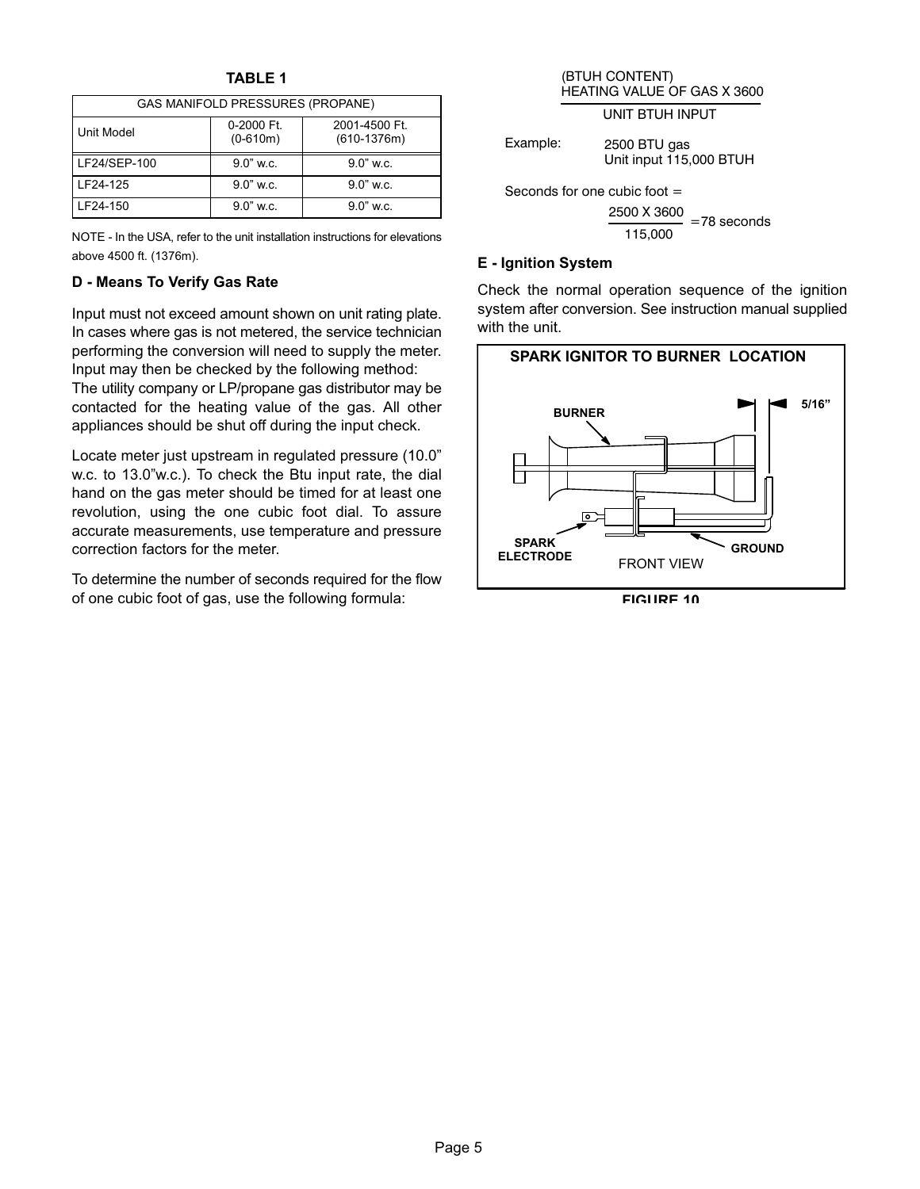**TABLE 1**

| GAS MANIFOLD PRESSURES (PROPANE) | | |
|---|---|---|
| Unit Model | 0-2000 Ft. (0-610m) | 2001-4500 Ft. (610-1376m) |
| LF24/SEP-100 | 9.0” w.c. | 9.0” w.c. |
| LF24-125 | 9.0” w.c. | 9.0” w.c. |
| LF24-150 | 9.0” w.c. | 9.0” w.c. |

NOTE - In the USA, refer to the unit installation instructions for elevations above 4500 ft. (1376m).

### D - Means To Verify Gas Rate

Input must not exceed amount shown on unit rating plate. In cases where gas is not metered, the service technician performing the conversion will need to supply the meter. Input may then be checked by the following method:
The utility company or LP/propane gas distributor may be contacted for the heating value of the gas. All other appliances should be shut off during the input check.

Locate meter just upstream in regulated pressure (10.0” w.c. to 13.0”w.c.). To check the Btu input rate, the dial hand on the gas meter should be timed for at least one revolution, using the one cubic foot dial. To assure accurate measurements, use temperature and pressure correction factors for the meter.

To determine the number of seconds required for the flow of one cubic foot of gas, use the following formula:

$$\frac{\text{(BTUH CONTENT) HEATING VALUE OF GAS X 3600}}{\text{UNIT BTUH INPUT}}$$

Example: 2500 BTU gas
Unit input 115,000 BTUH

Seconds for one cubic foot =

$$\frac{2500 \times 3600}{115{,}000} = 78 \text{ seconds}$$

### E - Ignition System

Check the normal operation sequence of the ignition system after conversion. See instruction manual supplied with the unit.

SPARK IGNITOR TO BURNER LOCATION

BURNER

5/16”

SPARK ELECTRODE

GROUND

FRONT VIEW

FIGURE 10